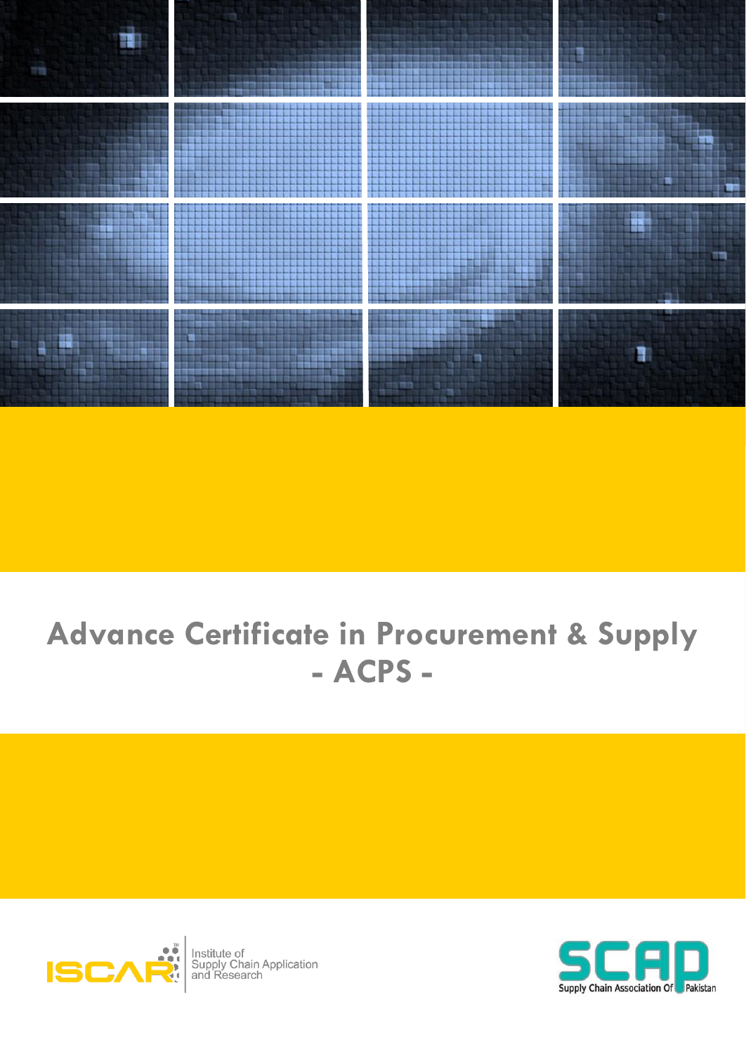# Advance Certificate in Procurement & Supply
# - ACPS -

ISCAR Institute of Supply Chain Application and Research

SCAP Supply Chain Association Of Pakistan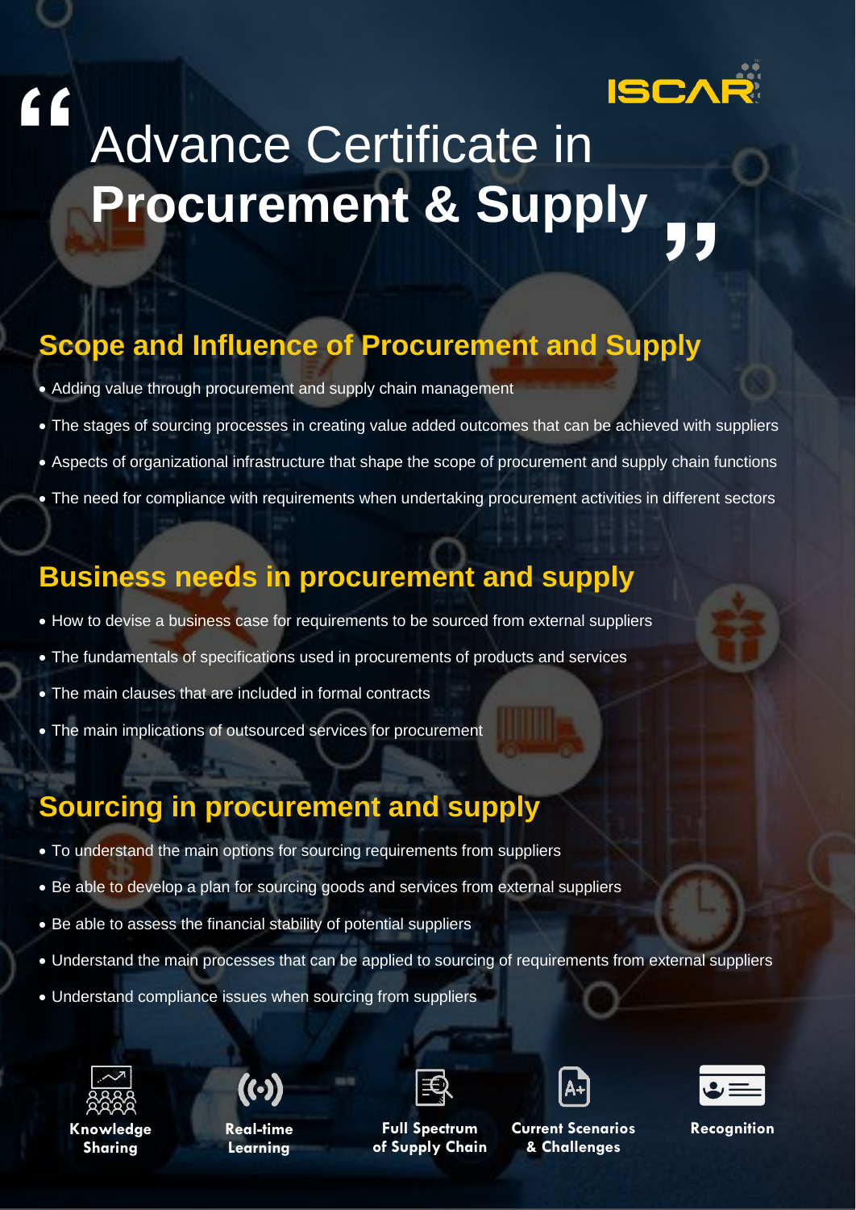ISCAR

# Advance Certificate in **Procurement & Supply**

## Scope and Influence of Procurement and Supply

- Adding value through procurement and supply chain management
- The stages of sourcing processes in creating value added outcomes that can be achieved with suppliers
- Aspects of organizational infrastructure that shape the scope of procurement and supply chain functions
- The need for compliance with requirements when undertaking procurement activities in different sectors

## Business needs in procurement and supply

- How to devise a business case for requirements to be sourced from external suppliers
- The fundamentals of specifications used in procurements of products and services
- The main clauses that are included in formal contracts
- The main implications of outsourced services for procurement

## Sourcing in procurement and supply

- To understand the main options for sourcing requirements from suppliers
- Be able to develop a plan for sourcing goods and services from external suppliers
- Be able to assess the financial stability of potential suppliers
- Understand the main processes that can be applied to sourcing of requirements from external suppliers
- Understand compliance issues when sourcing from suppliers

**Knowledge Sharing** | **Real-time Learning** | **Full Spectrum of Supply Chain** | **Current Scenarios & Challenges** | **Recognition**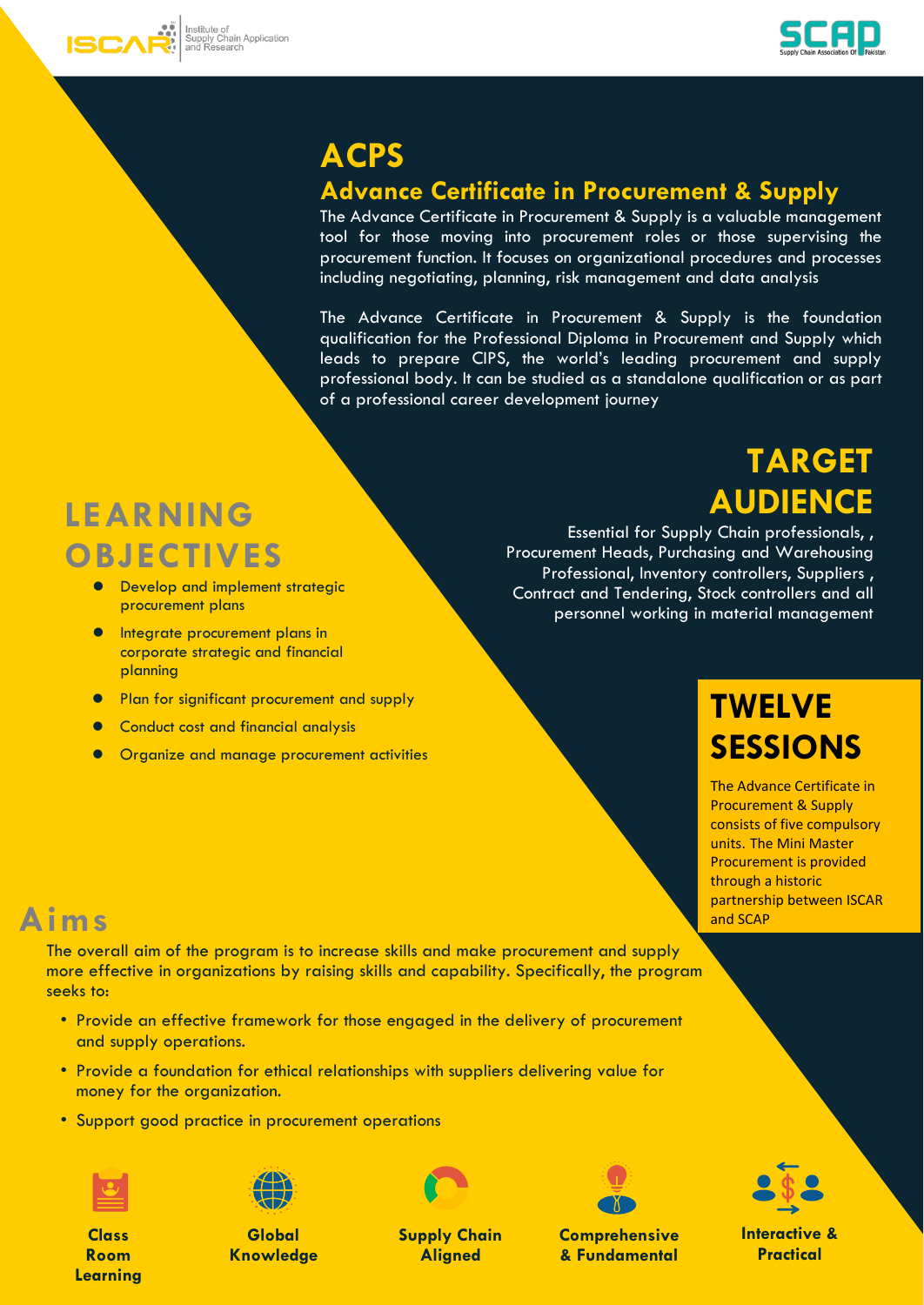# ACPS

## Advance Certificate in Procurement & Supply

The Advance Certificate in Procurement & Supply is a valuable management tool for those moving into procurement roles or those supervising the procurement function. It focuses on organizational procedures and processes including negotiating, planning, risk management and data analysis

The Advance Certificate in Procurement & Supply is the foundation qualification for the Professional Diploma in Procurement and Supply which leads to prepare CIPS, the world's leading procurement and supply professional body. It can be studied as a standalone qualification or as part of a professional career development journey

## TARGET AUDIENCE

Essential for Supply Chain professionals, , Procurement Heads, Purchasing and Warehousing Professional, Inventory controllers, Suppliers , Contract and Tendering, Stock controllers and all personnel working in material management

## LEARNING OBJECTIVES

- Develop and implement strategic procurement plans
- Integrate procurement plans in corporate strategic and financial planning
- Plan for significant procurement and supply
- Conduct cost and financial analysis
- Organize and manage procurement activities

## TWELVE SESSIONS

The Advance Certificate in Procurement & Supply consists of five compulsory units. The Mini Master Procurement is provided through a historic partnership between ISCAR and SCAP

## Aims

The overall aim of the program is to increase skills and make procurement and supply more effective in organizations by raising skills and capability. Specifically, the program seeks to:

- Provide an effective framework for those engaged in the delivery of procurement and supply operations.
- Provide a foundation for ethical relationships with suppliers delivering value for money for the organization.
- Support good practice in procurement operations

**Class Room Learning** | **Global Knowledge** | **Supply Chain Aligned** | **Comprehensive & Fundamental** | **Interactive & Practical**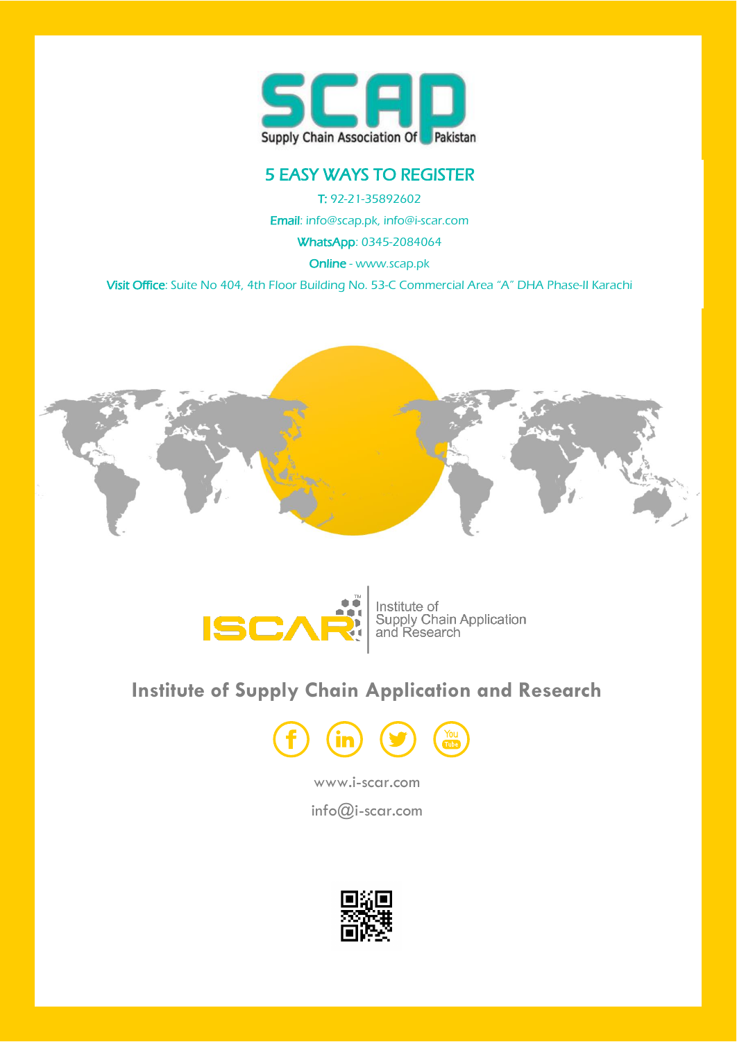SCAP

Supply Chain Association Of Pakistan

## 5 EASY WAYS TO REGISTER

**T:** 92-21-35892602

**Email**: info@scap.pk, info@i-scar.com

**WhatsApp**: 0345-2084064

**Online** - www.scap.pk

**Visit Office**: Suite No 404, 4th Floor Building No. 53-C Commercial Area "A" DHA Phase-II Karachi

ISCAR

Institute of Supply Chain Application and Research

## Institute of Supply Chain Application and Research

www.i-scar.com

info@i-scar.com